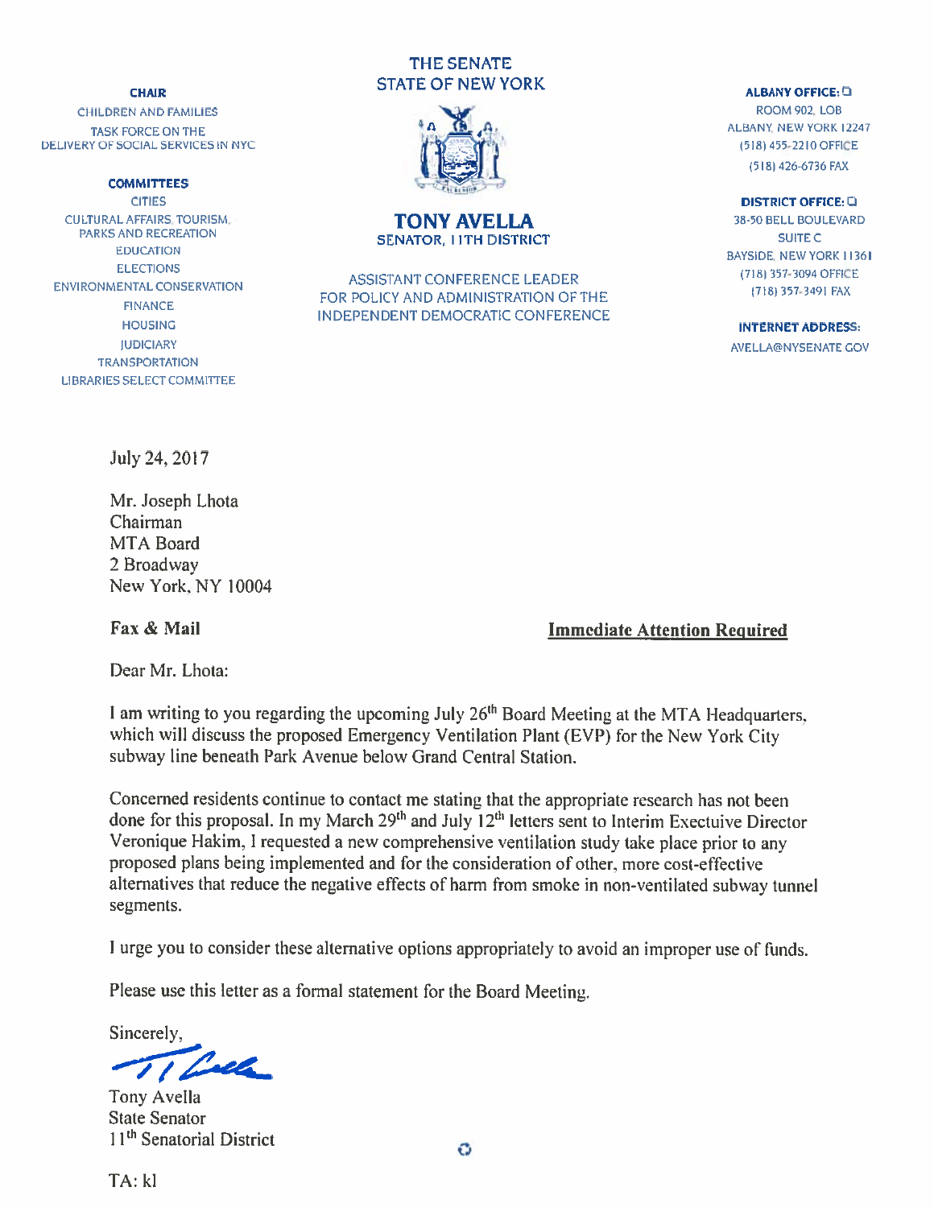**CHAIR**

CHILDREN AND FAMILIES

TASK FORCE ON THE DELIVERY OF SOCIAL SERVICES IN NYC

**COMMITTEES**

CITIES

CULTURAL AFFAIRS, TOURISM, PARKS AND RECREATION

EDUCATION

ELECTIONS

ENVIRONMENTAL CONSERVATION

FINANCE

HOUSING

JUDICIARY

TRANSPORTATION

LIBRARIES SELECT COMMITTEE

THE SENATE
STATE OF NEW YORK

# TONY AVELLA

SENATOR, 11TH DISTRICT

ASSISTANT CONFERENCE LEADER FOR POLICY AND ADMINISTRATION OF THE INDEPENDENT DEMOCRATIC CONFERENCE

**ALBANY OFFICE:**

ROOM 902, LOB
ALBANY, NEW YORK 12247
(518) 455-2210 OFFICE
(518) 426-6736 FAX

**DISTRICT OFFICE:**

38-50 BELL BOULEVARD
SUITE C
BAYSIDE, NEW YORK 11361
(718) 357-3094 OFFICE
(718) 357-3491 FAX

**INTERNET ADDRESS:**

AVELLA@NYSENATE.GOV

July 24, 2017

Mr. Joseph Lhota
Chairman
MTA Board
2 Broadway
New York, NY 10004

**Fax & Mail** **Immediate Attention Required**

Dear Mr. Lhota:

I am writing to you regarding the upcoming July 26th Board Meeting at the MTA Headquarters, which will discuss the proposed Emergency Ventilation Plant (EVP) for the New York City subway line beneath Park Avenue below Grand Central Station.

Concerned residents continue to contact me stating that the appropriate research has not been done for this proposal. In my March 29th and July 12th letters sent to Interim Exectuive Director Veronique Hakim, I requested a new comprehensive ventilation study take place prior to any proposed plans being implemented and for the consideration of other, more cost-effective alternatives that reduce the negative effects of harm from smoke in non-ventilated subway tunnel segments.

I urge you to consider these alternative options appropriately to avoid an improper use of funds.

Please use this letter as a formal statement for the Board Meeting.

Sincerely,

Tony Avella
State Senator
11th Senatorial District

TA: kl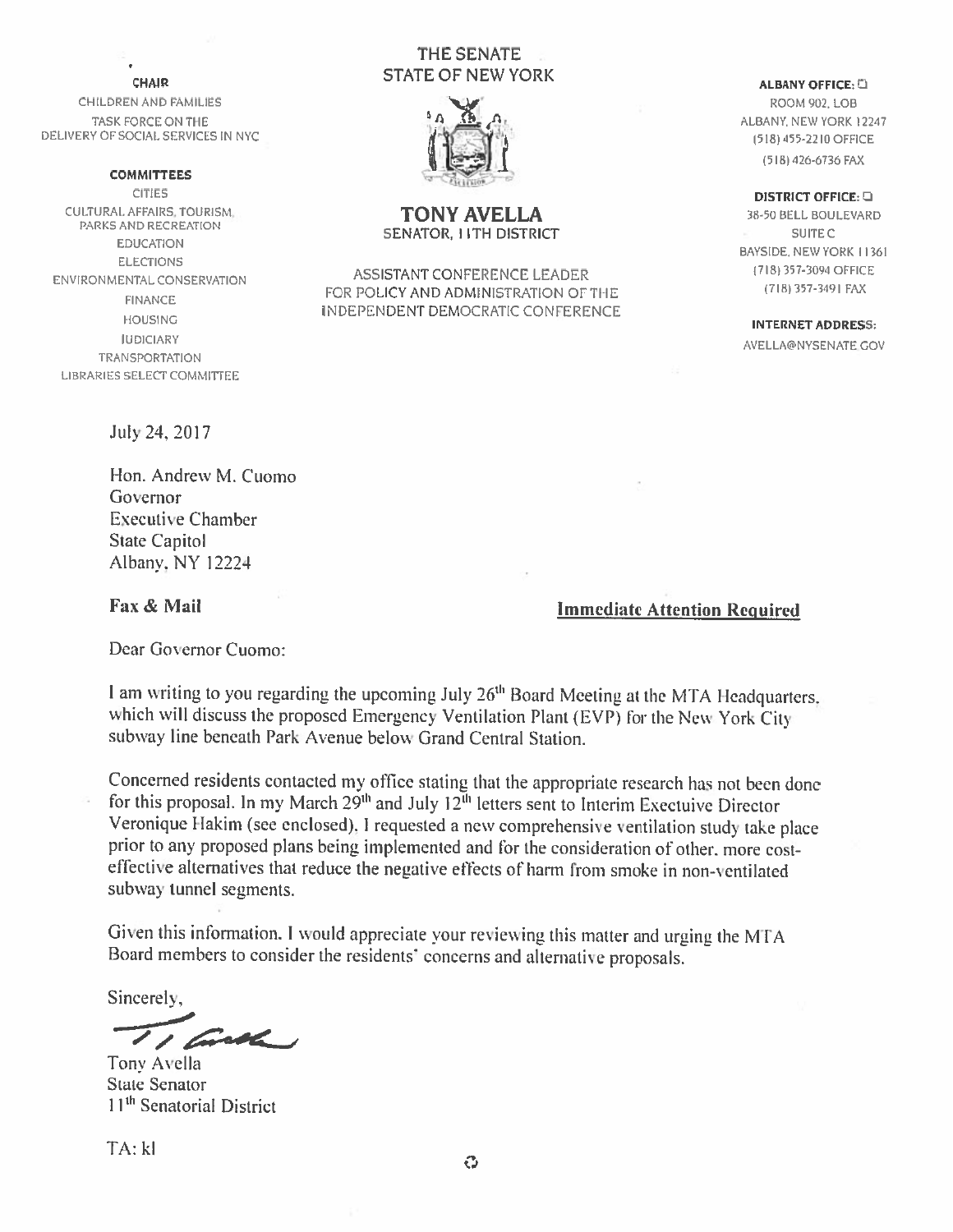**CHAIR**

CHILDREN AND FAMILIES

TASK FORCE ON THE DELIVERY OF SOCIAL SERVICES IN NYC

**COMMITTEES**

CITIES

CULTURAL AFFAIRS, TOURISM, PARKS AND RECREATION

EDUCATION

ELECTIONS

ENVIRONMENTAL CONSERVATION

FINANCE

HOUSING

JUDICIARY

TRANSPORTATION

LIBRARIES SELECT COMMITTEE

THE SENATE
STATE OF NEW YORK

**TONY AVELLA**
SENATOR, 11TH DISTRICT

ASSISTANT CONFERENCE LEADER
FOR POLICY AND ADMINISTRATION OF THE
INDEPENDENT DEMOCRATIC CONFERENCE

**ALBANY OFFICE:**
ROOM 902, LOB
ALBANY, NEW YORK 12247
(518) 455-2210 OFFICE
(518) 426-6736 FAX

**DISTRICT OFFICE:**
38-50 BELL BOULEVARD
SUITE C
BAYSIDE, NEW YORK 11361
(718) 357-3094 OFFICE
(718) 357-3491 FAX

**INTERNET ADDRESS:**
AVELLA@NYSENATE.GOV

July 24, 2017

Hon. Andrew M. Cuomo
Governor
Executive Chamber
State Capitol
Albany, NY 12224

**Fax & Mail** **Immediate Attention Required**

Dear Governor Cuomo:

I am writing to you regarding the upcoming July 26th Board Meeting at the MTA Headquarters, which will discuss the proposed Emergency Ventilation Plant (EVP) for the New York City subway line beneath Park Avenue below Grand Central Station.

Concerned residents contacted my office stating that the appropriate research has not been done for this proposal. In my March 29th and July 12th letters sent to Interim Executive Director Veronique Hakim (see enclosed), I requested a new comprehensive ventilation study take place prior to any proposed plans being implemented and for the consideration of other, more cost-effective alternatives that reduce the negative effects of harm from smoke in non-ventilated subway tunnel segments.

Given this information, I would appreciate your reviewing this matter and urging the MTA Board members to consider the residents' concerns and alternative proposals.

Sincerely,

Tony Avella
State Senator
11th Senatorial District

TA: kl